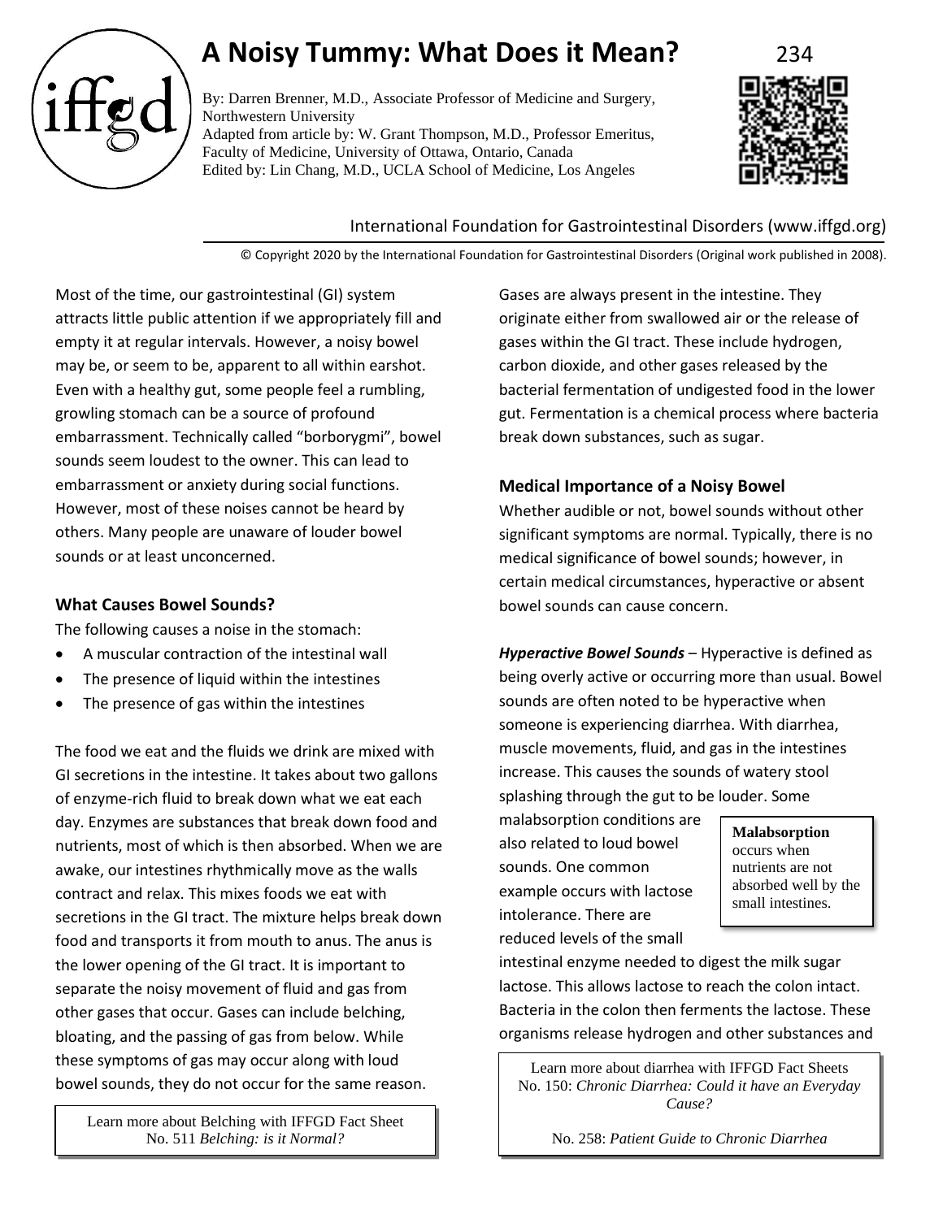# A Noisy Tummy: What Does it Mean?

By: Darren Brenner, M.D., Associate Professor of Medicine and Surgery, Northwestern University
Adapted from article by: W. Grant Thompson, M.D., Professor Emeritus, Faculty of Medicine, University of Ottawa, Ontario, Canada
Edited by: Lin Chang, M.D., UCLA School of Medicine, Los Angeles

International Foundation for Gastrointestinal Disorders (www.iffgd.org)

© Copyright 2020 by the International Foundation for Gastrointestinal Disorders (Original work published in 2008).

Most of the time, our gastrointestinal (GI) system attracts little public attention if we appropriately fill and empty it at regular intervals. However, a noisy bowel may be, or seem to be, apparent to all within earshot. Even with a healthy gut, some people feel a rumbling, growling stomach can be a source of profound embarrassment. Technically called "borborygmi", bowel sounds seem loudest to the owner. This can lead to embarrassment or anxiety during social functions. However, most of these noises cannot be heard by others. Many people are unaware of louder bowel sounds or at least unconcerned.

### What Causes Bowel Sounds?

The following causes a noise in the stomach:

- A muscular contraction of the intestinal wall
- The presence of liquid within the intestines
- The presence of gas within the intestines

The food we eat and the fluids we drink are mixed with GI secretions in the intestine. It takes about two gallons of enzyme-rich fluid to break down what we eat each day. Enzymes are substances that break down food and nutrients, most of which is then absorbed. When we are awake, our intestines rhythmically move as the walls contract and relax. This mixes foods we eat with secretions in the GI tract. The mixture helps break down food and transports it from mouth to anus. The anus is the lower opening of the GI tract. It is important to separate the noisy movement of fluid and gas from other gases that occur. Gases can include belching, bloating, and the passing of gas from below. While these symptoms of gas may occur along with loud bowel sounds, they do not occur for the same reason.

> Learn more about Belching with IFFGD Fact Sheet No. 511 *Belching: is it Normal?*

Gases are always present in the intestine. They originate either from swallowed air or the release of gases within the GI tract. These include hydrogen, carbon dioxide, and other gases released by the bacterial fermentation of undigested food in the lower gut. Fermentation is a chemical process where bacteria break down substances, such as sugar.

### Medical Importance of a Noisy Bowel

Whether audible or not, bowel sounds without other significant symptoms are normal. Typically, there is no medical significance of bowel sounds; however, in certain medical circumstances, hyperactive or absent bowel sounds can cause concern.

***Hyperactive Bowel Sounds*** – Hyperactive is defined as being overly active or occurring more than usual. Bowel sounds are often noted to be hyperactive when someone is experiencing diarrhea. With diarrhea, muscle movements, fluid, and gas in the intestines increase. This causes the sounds of watery stool splashing through the gut to be louder. Some malabsorption conditions are also related to loud bowel sounds. One common example occurs with lactose intolerance. There are reduced levels of the small intestinal enzyme needed to digest the milk sugar lactose. This allows lactose to reach the colon intact. Bacteria in the colon then ferments the lactose. These organisms release hydrogen and other substances and

> **Malabsorption** occurs when nutrients are not absorbed well by the small intestines.

> Learn more about diarrhea with IFFGD Fact Sheets No. 150: *Chronic Diarrhea: Could it have an Everyday Cause?*
>
> No. 258: *Patient Guide to Chronic Diarrhea*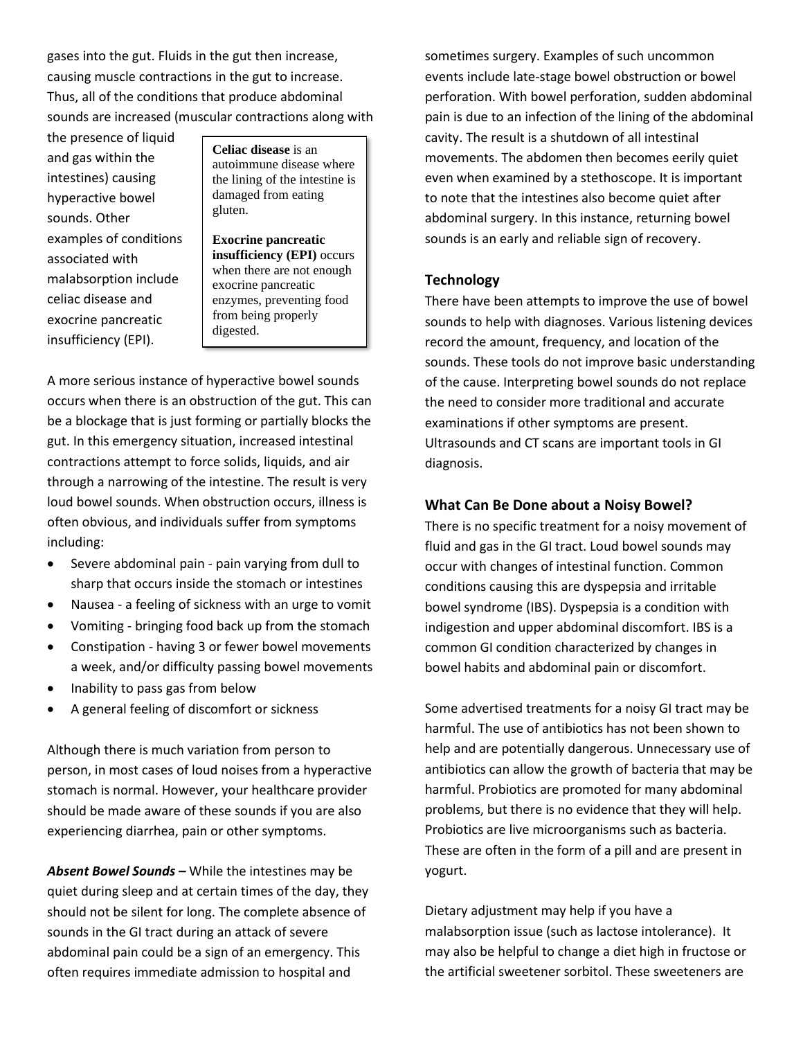gases into the gut. Fluids in the gut then increase, causing muscle contractions in the gut to increase. Thus, all of the conditions that produce abdominal sounds are increased (muscular contractions along with the presence of liquid and gas within the intestines) causing hyperactive bowel sounds. Other examples of conditions associated with malabsorption include celiac disease and exocrine pancreatic insufficiency (EPI).

> **Celiac disease** is an autoimmune disease where the lining of the intestine is damaged from eating gluten.
>
> **Exocrine pancreatic insufficiency (EPI)** occurs when there are not enough exocrine pancreatic enzymes, preventing food from being properly digested.

A more serious instance of hyperactive bowel sounds occurs when there is an obstruction of the gut. This can be a blockage that is just forming or partially blocks the gut. In this emergency situation, increased intestinal contractions attempt to force solids, liquids, and air through a narrowing of the intestine. The result is very loud bowel sounds. When obstruction occurs, illness is often obvious, and individuals suffer from symptoms including:

- Severe abdominal pain - pain varying from dull to sharp that occurs inside the stomach or intestines
- Nausea - a feeling of sickness with an urge to vomit
- Vomiting - bringing food back up from the stomach
- Constipation - having 3 or fewer bowel movements a week, and/or difficulty passing bowel movements
- Inability to pass gas from below
- A general feeling of discomfort or sickness

Although there is much variation from person to person, in most cases of loud noises from a hyperactive stomach is normal. However, your healthcare provider should be made aware of these sounds if you are also experiencing diarrhea, pain or other symptoms.

***Absent Bowel Sounds –*** While the intestines may be quiet during sleep and at certain times of the day, they should not be silent for long. The complete absence of sounds in the GI tract during an attack of severe abdominal pain could be a sign of an emergency. This often requires immediate admission to hospital and sometimes surgery. Examples of such uncommon events include late-stage bowel obstruction or bowel perforation. With bowel perforation, sudden abdominal pain is due to an infection of the lining of the abdominal cavity. The result is a shutdown of all intestinal movements. The abdomen then becomes eerily quiet even when examined by a stethoscope. It is important to note that the intestines also become quiet after abdominal surgery. In this instance, returning bowel sounds is an early and reliable sign of recovery.

### Technology

There have been attempts to improve the use of bowel sounds to help with diagnoses. Various listening devices record the amount, frequency, and location of the sounds. These tools do not improve basic understanding of the cause. Interpreting bowel sounds do not replace the need to consider more traditional and accurate examinations if other symptoms are present. Ultrasounds and CT scans are important tools in GI diagnosis.

### What Can Be Done about a Noisy Bowel?

There is no specific treatment for a noisy movement of fluid and gas in the GI tract. Loud bowel sounds may occur with changes of intestinal function. Common conditions causing this are dyspepsia and irritable bowel syndrome (IBS). Dyspepsia is a condition with indigestion and upper abdominal discomfort. IBS is a common GI condition characterized by changes in bowel habits and abdominal pain or discomfort.

Some advertised treatments for a noisy GI tract may be harmful. The use of antibiotics has not been shown to help and are potentially dangerous. Unnecessary use of antibiotics can allow the growth of bacteria that may be harmful. Probiotics are promoted for many abdominal problems, but there is no evidence that they will help. Probiotics are live microorganisms such as bacteria. These are often in the form of a pill and are present in yogurt.

Dietary adjustment may help if you have a malabsorption issue (such as lactose intolerance). It may also be helpful to change a diet high in fructose or the artificial sweetener sorbitol. These sweeteners are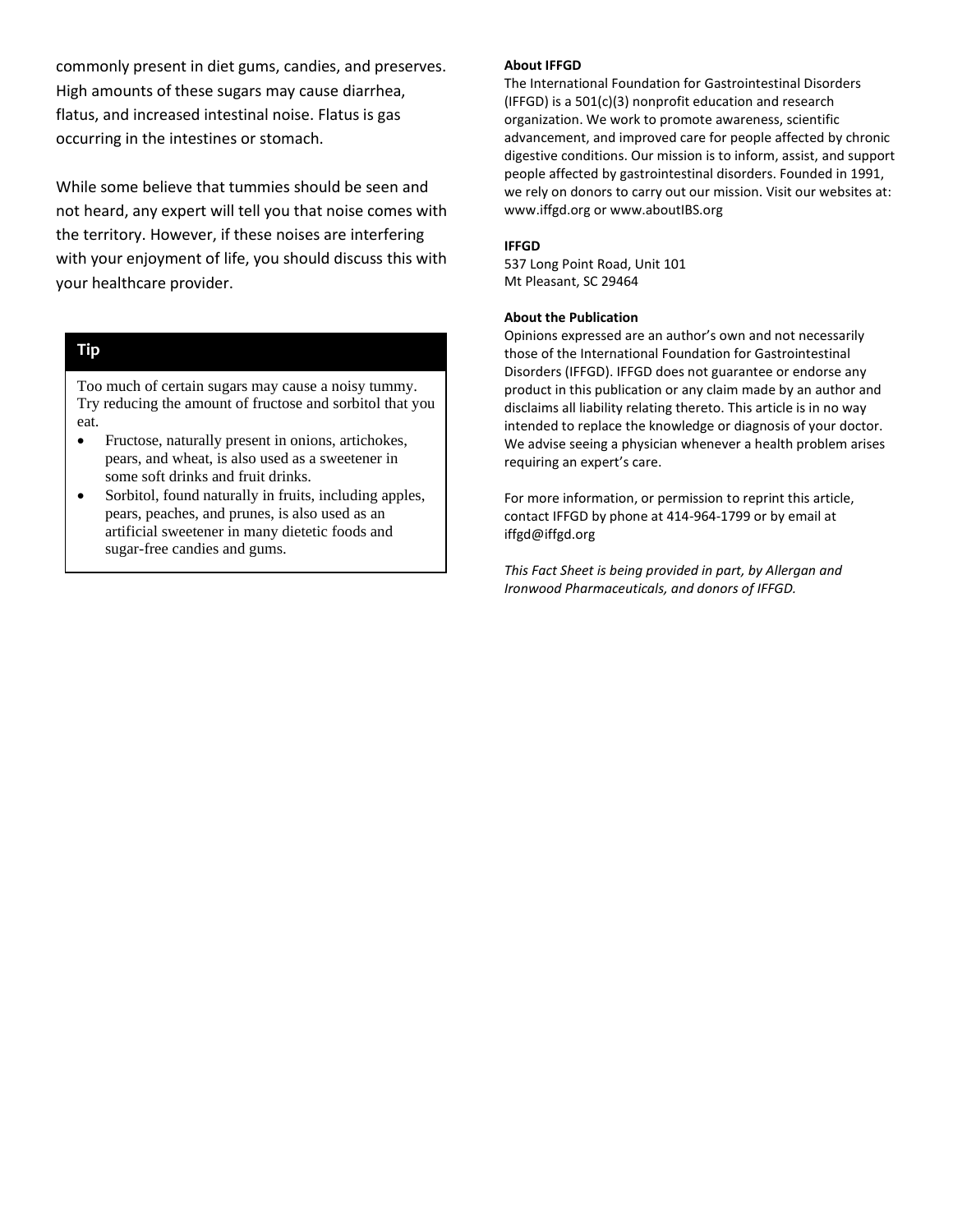commonly present in diet gums, candies, and preserves. High amounts of these sugars may cause diarrhea, flatus, and increased intestinal noise. Flatus is gas occurring in the intestines or stomach.

While some believe that tummies should be seen and not heard, any expert will tell you that noise comes with the territory. However, if these noises are interfering with your enjoyment of life, you should discuss this with your healthcare provider.

### Tip

Too much of certain sugars may cause a noisy tummy. Try reducing the amount of fructose and sorbitol that you eat.

- Fructose, naturally present in onions, artichokes, pears, and wheat, is also used as a sweetener in some soft drinks and fruit drinks.
- Sorbitol, found naturally in fruits, including apples, pears, peaches, and prunes, is also used as an artificial sweetener in many dietetic foods and sugar-free candies and gums.

**About IFFGD**

The International Foundation for Gastrointestinal Disorders (IFFGD) is a 501(c)(3) nonprofit education and research organization. We work to promote awareness, scientific advancement, and improved care for people affected by chronic digestive conditions. Our mission is to inform, assist, and support people affected by gastrointestinal disorders. Founded in 1991, we rely on donors to carry out our mission. Visit our websites at: www.iffgd.org or www.aboutIBS.org

**IFFGD**

537 Long Point Road, Unit 101
Mt Pleasant, SC 29464

**About the Publication**

Opinions expressed are an author's own and not necessarily those of the International Foundation for Gastrointestinal Disorders (IFFGD). IFFGD does not guarantee or endorse any product in this publication or any claim made by an author and disclaims all liability relating thereto. This article is in no way intended to replace the knowledge or diagnosis of your doctor. We advise seeing a physician whenever a health problem arises requiring an expert's care.

For more information, or permission to reprint this article, contact IFFGD by phone at 414-964-1799 or by email at iffgd@iffgd.org

*This Fact Sheet is being provided in part, by Allergan and Ironwood Pharmaceuticals, and donors of IFFGD.*